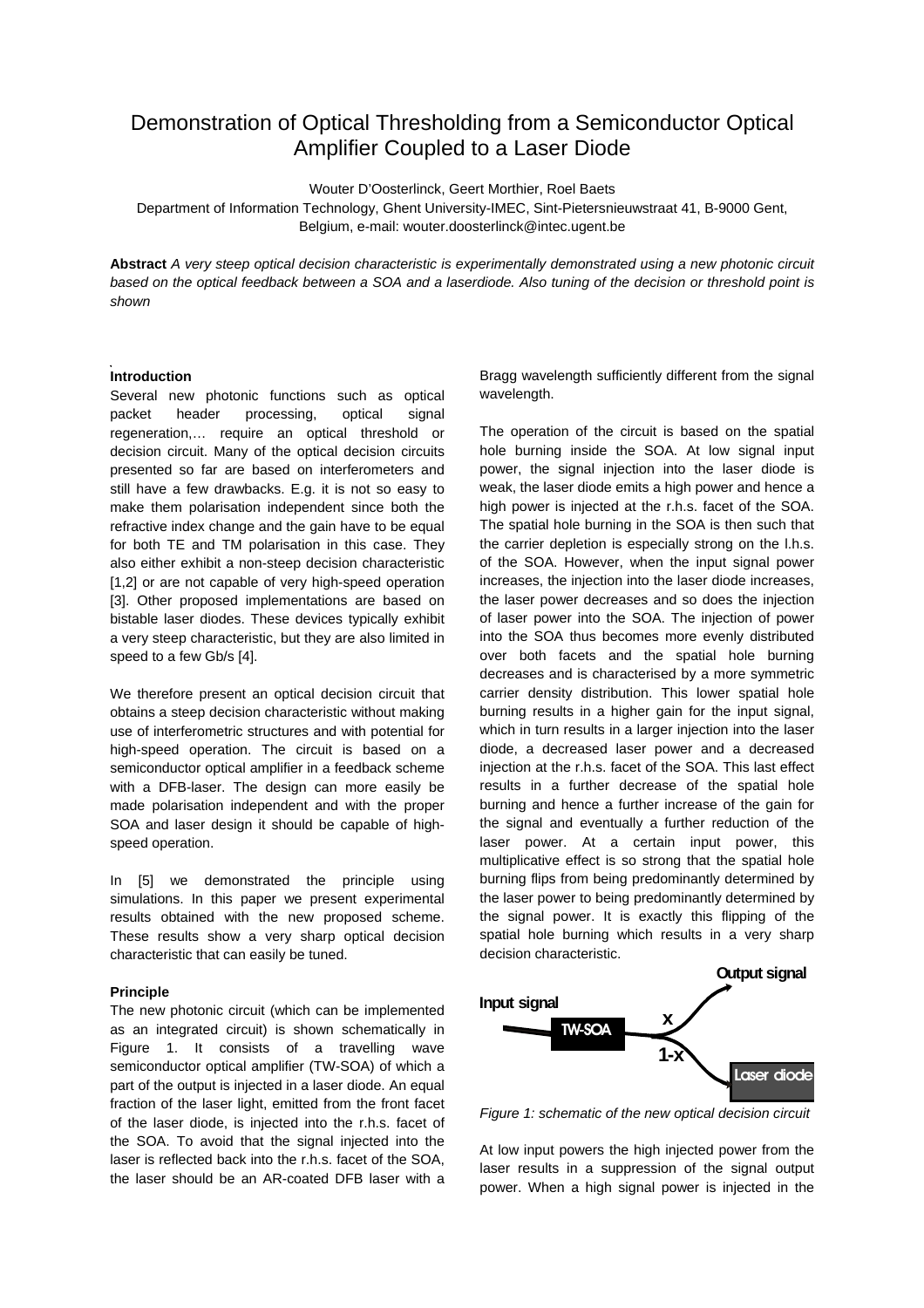# Demonstration of Optical Thresholding from a Semiconductor Optical Amplifier Coupled to a Laser Diode

Wouter D'Oosterlinck, Geert Morthier, Roel Baets

Department of Information Technology, Ghent University-IMEC, Sint-Pietersnieuwstraat 41, B-9000 Gent, Belgium, e-mail: wouter.doosterlinck@intec.ugent.be

**Abstract** *A very steep optical decision characteristic is experimentally demonstrated using a new photonic circuit based on the optical feedback between a SOA and a laserdiode. Also tuning of the decision or threshold point is shown*

## Introduction

Several new photonic functions such as optical packet header processing, optical signal regeneration,… require an optical threshold or decision circuit. Many of the optical decision circuits presented so far are based on interferometers and still have a few drawbacks. E.g. it is not so easy to make them polarisation independent since both the refractive index change and the gain have to be equal for both TE and TM polarisation in this case. They also either exhibit a non-steep decision characteristic [1,2] or are not capable of very high-speed operation [3]. Other proposed implementations are based on bistable laser diodes. These devices typically exhibit a very steep characteristic, but they are also limited in speed to a few Gb/s [4].

We therefore present an optical decision circuit that obtains a steep decision characteristic without making use of interferometric structures and with potential for high-speed operation. The circuit is based on a semiconductor optical amplifier in a feedback scheme with a DFB-laser. The design can more easily be made polarisation independent and with the proper SOA and laser design it should be capable of high-speed operation.

In [5] we demonstrated the principle using simulations. In this paper we present experimental results obtained with the new proposed scheme. These results show a very sharp optical decision characteristic that can easily be tuned.

## Principle

The new photonic circuit (which can be implemented as an integrated circuit) is shown schematically in Figure 1. It consists of a travelling wave semiconductor optical amplifier (TW-SOA) of which a part of the output is injected in a laser diode. An equal fraction of the laser light, emitted from the front facet of the laser diode, is injected into the r.h.s. facet of the SOA. To avoid that the signal injected into the laser is reflected back into the r.h.s. facet of the SOA, the laser should be an AR-coated DFB laser with a Bragg wavelength sufficiently different from the signal wavelength.

The operation of the circuit is based on the spatial hole burning inside the SOA. At low signal input power, the signal injection into the laser diode is weak, the laser diode emits a high power and hence a high power is injected at the r.h.s. facet of the SOA. The spatial hole burning in the SOA is then such that the carrier depletion is especially strong on the l.h.s. of the SOA. However, when the input signal power increases, the injection into the laser diode increases, the laser power decreases and so does the injection of laser power into the SOA. The injection of power into the SOA thus becomes more evenly distributed over both facets and the spatial hole burning decreases and is characterised by a more symmetric carrier density distribution. This lower spatial hole burning results in a higher gain for the input signal, which in turn results in a larger injection into the laser diode, a decreased laser power and a decreased injection at the r.h.s. facet of the SOA. This last effect results in a further decrease of the spatial hole burning and hence a further increase of the gain for the signal and eventually a further reduction of the laser power. At a certain input power, this multiplicative effect is so strong that the spatial hole burning flips from being predominantly determined by the laser power to being predominantly determined by the signal power. It is exactly this flipping of the spatial hole burning which results in a very sharp decision characteristic.

Input signal · TW-SOA · x · 1-x · Output signal · Laser diode

*Figure 1: schematic of the new optical decision circuit*

At low input powers the high injected power from the laser results in a suppression of the signal output power. When a high signal power is injected in the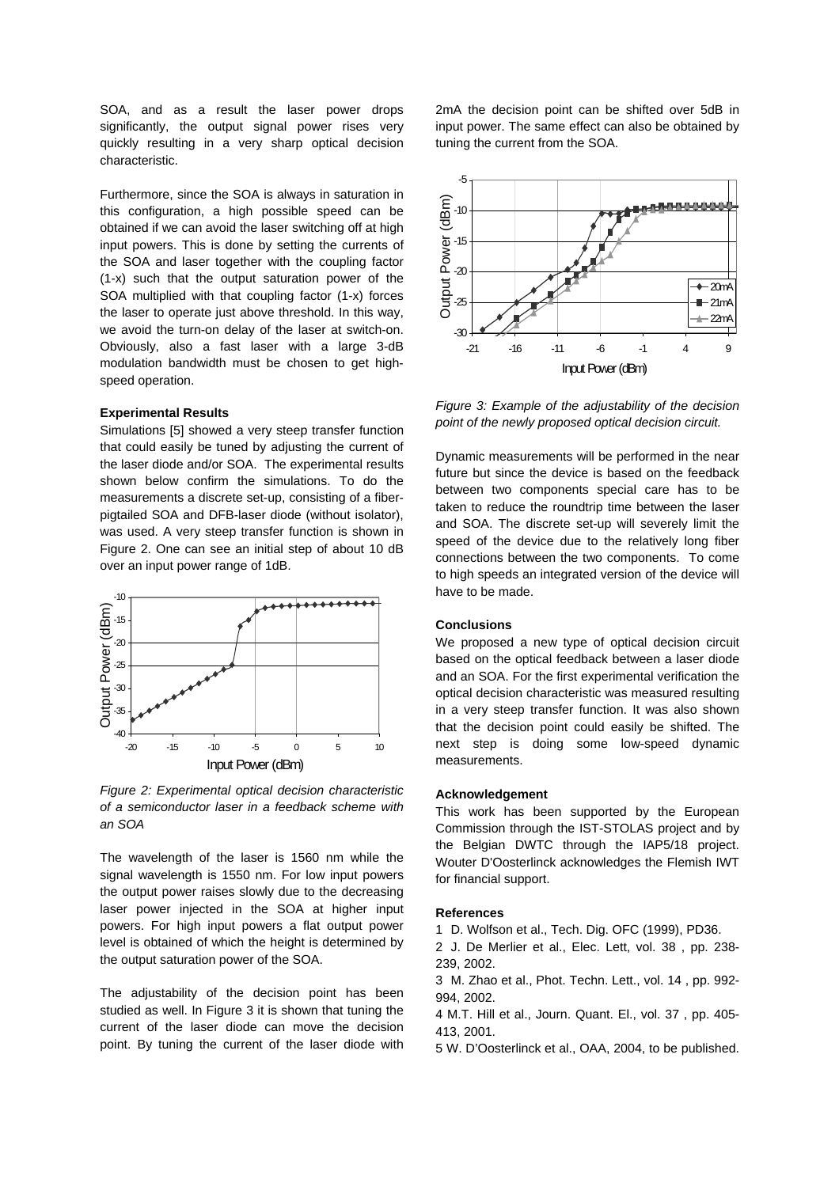SOA, and as a result the laser power drops significantly, the output signal power rises very quickly resulting in a very sharp optical decision characteristic.

Furthermore, since the SOA is always in saturation in this configuration, a high possible speed can be obtained if we can avoid the laser switching off at high input powers. This is done by setting the currents of the SOA and laser together with the coupling factor (1-x) such that the output saturation power of the SOA multiplied with that coupling factor (1-x) forces the laser to operate just above threshold. In this way, we avoid the turn-on delay of the laser at switch-on. Obviously, also a fast laser with a large 3-dB modulation bandwidth must be chosen to get high-speed operation.

**Experimental Results**

Simulations [5] showed a very steep transfer function that could easily be tuned by adjusting the current of the laser diode and/or SOA. The experimental results shown below confirm the simulations. To do the measurements a discrete set-up, consisting of a fiber-pigtailed SOA and DFB-laser diode (without isolator), was used. A very steep transfer function is shown in Figure 2. One can see an initial step of about 10 dB over an input power range of 1dB.

Output Power (dBm)
-10
-15
-20
-25
-30
-35
-40
-20 -15 -10 -5 0 5 10
Input Power (dBm)

*Figure 2: Experimental optical decision characteristic of a semiconductor laser in a feedback scheme with an SOA*

The wavelength of the laser is 1560 nm while the signal wavelength is 1550 nm. For low input powers the output power raises slowly due to the decreasing laser power injected in the SOA at higher input powers. For high input powers a flat output power level is obtained of which the height is determined by the output saturation power of the SOA.

The adjustability of the decision point has been studied as well. In Figure 3 it is shown that tuning the current of the laser diode can move the decision point. By tuning the current of the laser diode with 2mA the decision point can be shifted over 5dB in input power. The same effect can also be obtained by tuning the current from the SOA.

Output Power (dBm)
-5
-10
-15
-20
-25
-30
-21 -16 -11 -6 -1 4 9
Input Power (dBm)
20mA
21mA
22mA

*Figure 3: Example of the adjustability of the decision point of the newly proposed optical decision circuit.*

Dynamic measurements will be performed in the near future but since the device is based on the feedback between two components special care has to be taken to reduce the roundtrip time between the laser and SOA. The discrete set-up will severely limit the speed of the device due to the relatively long fiber connections between the two components. To come to high speeds an integrated version of the device will have to be made.

**Conclusions**

We proposed a new type of optical decision circuit based on the optical feedback between a laser diode and an SOA. For the first experimental verification the optical decision characteristic was measured resulting in a very steep transfer function. It was also shown that the decision point could easily be shifted. The next step is doing some low-speed dynamic measurements.

**Acknowledgement**

This work has been supported by the European Commission through the IST-STOLAS project and by the Belgian DWTC through the IAP5/18 project. Wouter D'Oosterlinck acknowledges the Flemish IWT for financial support.

**References**

1 D. Wolfson et al., Tech. Dig. OFC (1999), PD36.

2 J. De Merlier et al., Elec. Lett, vol. 38 , pp. 238-239, 2002.

3 M. Zhao et al., Phot. Techn. Lett., vol. 14 , pp. 992-994, 2002.

4 M.T. Hill et al., Journ. Quant. El., vol. 37 , pp. 405-413, 2001.

5 W. D'Oosterlinck et al., OAA, 2004, to be published.